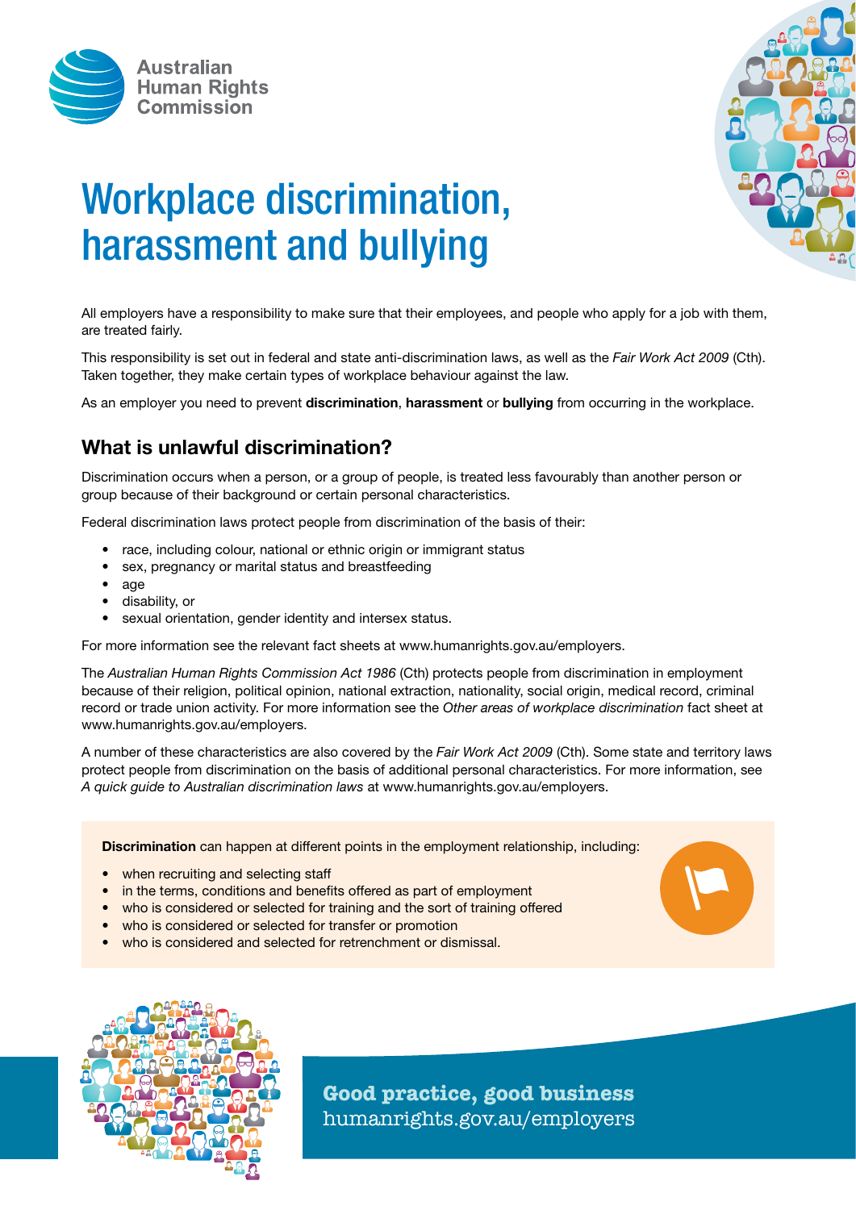Australian Human Rights Commission

# Workplace discrimination, harassment and bullying

All employers have a responsibility to make sure that their employees, and people who apply for a job with them, are treated fairly.

This responsibility is set out in federal and state anti-discrimination laws, as well as the *Fair Work Act 2009* (Cth). Taken together, they make certain types of workplace behaviour against the law.

As an employer you need to prevent **discrimination**, **harassment** or **bullying** from occurring in the workplace.

## What is unlawful discrimination?

Discrimination occurs when a person, or a group of people, is treated less favourably than another person or group because of their background or certain personal characteristics.

Federal discrimination laws protect people from discrimination of the basis of their:

- race, including colour, national or ethnic origin or immigrant status
- sex, pregnancy or marital status and breastfeeding
- age
- disability, or
- sexual orientation, gender identity and intersex status.

For more information see the relevant fact sheets at www.humanrights.gov.au/employers.

The *Australian Human Rights Commission Act 1986* (Cth) protects people from discrimination in employment because of their religion, political opinion, national extraction, nationality, social origin, medical record, criminal record or trade union activity. For more information see the *Other areas of workplace discrimination* fact sheet at www.humanrights.gov.au/employers.

A number of these characteristics are also covered by the *Fair Work Act 2009* (Cth). Some state and territory laws protect people from discrimination on the basis of additional personal characteristics. For more information, see *A quick guide to Australian discrimination laws* at www.humanrights.gov.au/employers.

**Discrimination** can happen at different points in the employment relationship, including:

- when recruiting and selecting staff
- in the terms, conditions and benefits offered as part of employment
- who is considered or selected for training and the sort of training offered
- who is considered or selected for transfer or promotion
- who is considered and selected for retrenchment or dismissal.

**Good practice, good business**
humanrights.gov.au/employers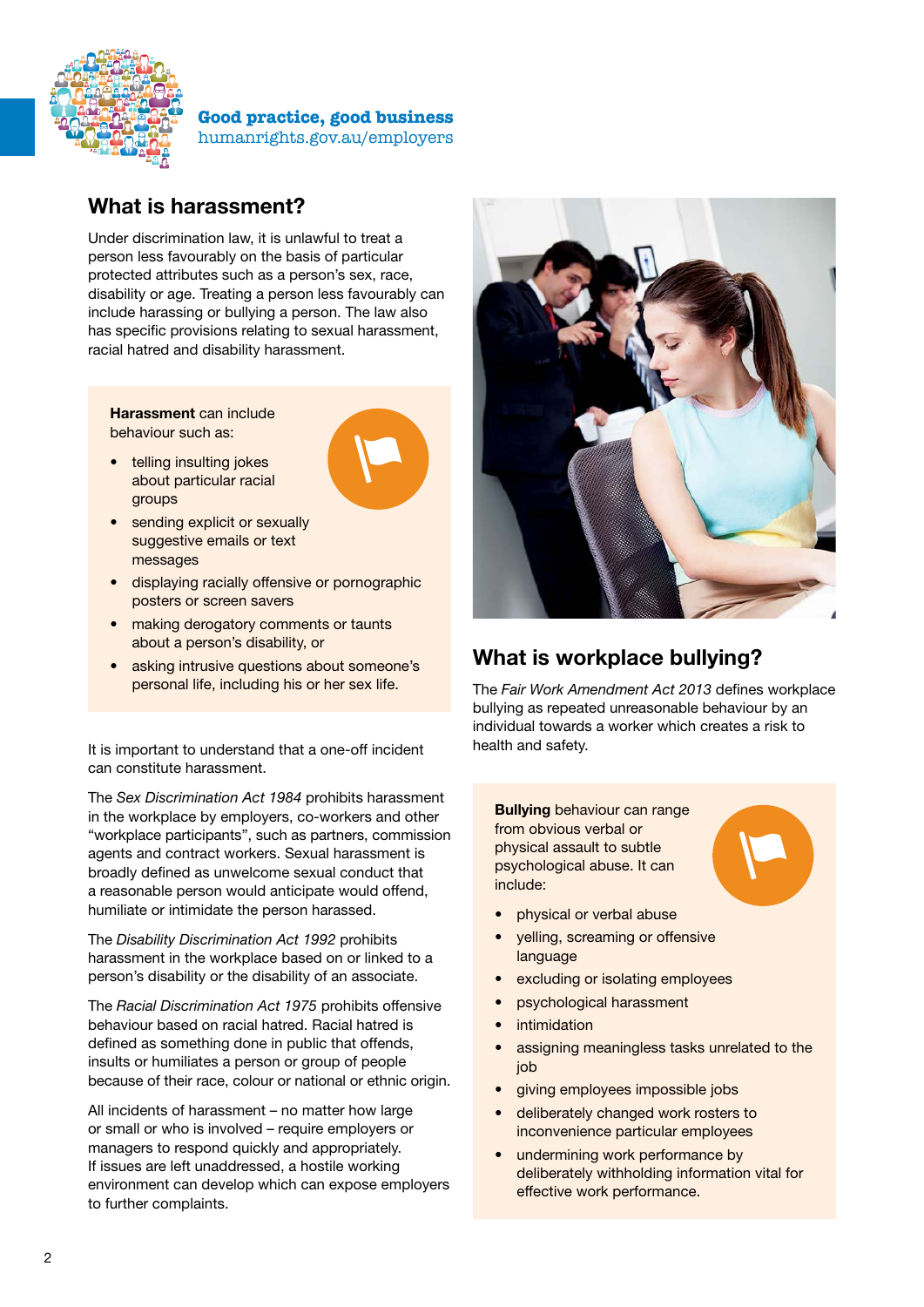## What is harassment?

Under discrimination law, it is unlawful to treat a person less favourably on the basis of particular protected attributes such as a person's sex, race, disability or age. Treating a person less favourably can include harassing or bullying a person. The law also has specific provisions relating to sexual harassment, racial hatred and disability harassment.

**Harassment** can include behaviour such as:

- telling insulting jokes about particular racial groups
- sending explicit or sexually suggestive emails or text messages
- displaying racially offensive or pornographic posters or screen savers
- making derogatory comments or taunts about a person's disability, or
- asking intrusive questions about someone's personal life, including his or her sex life.

It is important to understand that a one-off incident can constitute harassment.

The *Sex Discrimination Act 1984* prohibits harassment in the workplace by employers, co-workers and other "workplace participants", such as partners, commission agents and contract workers. Sexual harassment is broadly defined as unwelcome sexual conduct that a reasonable person would anticipate would offend, humiliate or intimidate the person harassed.

The *Disability Discrimination Act 1992* prohibits harassment in the workplace based on or linked to a person's disability or the disability of an associate.

The *Racial Discrimination Act 1975* prohibits offensive behaviour based on racial hatred. Racial hatred is defined as something done in public that offends, insults or humiliates a person or group of people because of their race, colour or national or ethnic origin.

All incidents of harassment – no matter how large or small or who is involved – require employers or managers to respond quickly and appropriately. If issues are left unaddressed, a hostile working environment can develop which can expose employers to further complaints.

## What is workplace bullying?

The *Fair Work Amendment Act 2013* defines workplace bullying as repeated unreasonable behaviour by an individual towards a worker which creates a risk to health and safety.

**Bullying** behaviour can range from obvious verbal or physical assault to subtle psychological abuse. It can include:

- physical or verbal abuse
- yelling, screaming or offensive language
- excluding or isolating employees
- psychological harassment
- intimidation
- assigning meaningless tasks unrelated to the job
- giving employees impossible jobs
- deliberately changed work rosters to inconvenience particular employees
- undermining work performance by deliberately withholding information vital for effective work performance.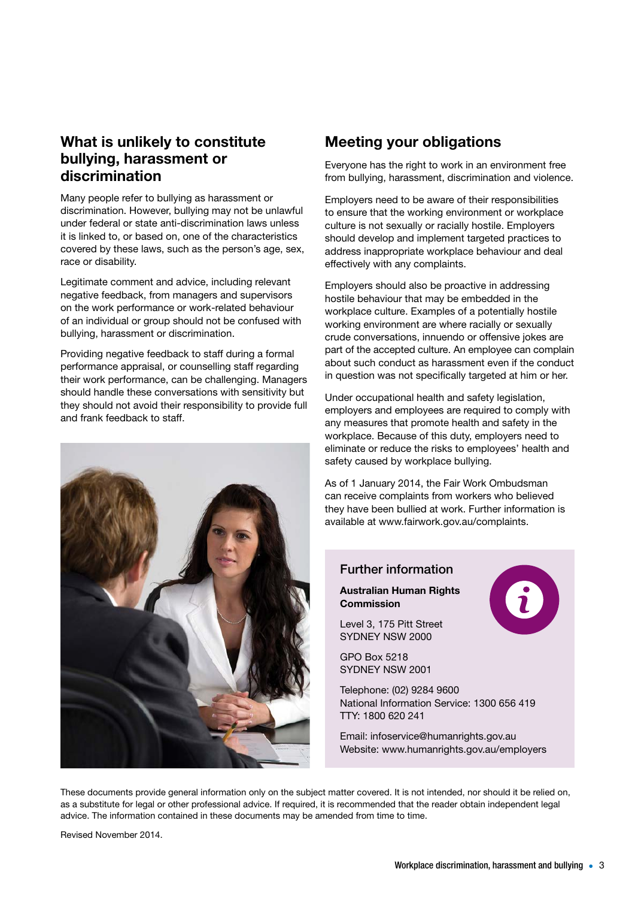## What is unlikely to constitute bullying, harassment or discrimination

Many people refer to bullying as harassment or discrimination. However, bullying may not be unlawful under federal or state anti-discrimination laws unless it is linked to, or based on, one of the characteristics covered by these laws, such as the person's age, sex, race or disability.

Legitimate comment and advice, including relevant negative feedback, from managers and supervisors on the work performance or work-related behaviour of an individual or group should not be confused with bullying, harassment or discrimination.

Providing negative feedback to staff during a formal performance appraisal, or counselling staff regarding their work performance, can be challenging. Managers should handle these conversations with sensitivity but they should not avoid their responsibility to provide full and frank feedback to staff.

## Meeting your obligations

Everyone has the right to work in an environment free from bullying, harassment, discrimination and violence.

Employers need to be aware of their responsibilities to ensure that the working environment or workplace culture is not sexually or racially hostile. Employers should develop and implement targeted practices to address inappropriate workplace behaviour and deal effectively with any complaints.

Employers should also be proactive in addressing hostile behaviour that may be embedded in the workplace culture. Examples of a potentially hostile working environment are where racially or sexually crude conversations, innuendo or offensive jokes are part of the accepted culture. An employee can complain about such conduct as harassment even if the conduct in question was not specifically targeted at him or her.

Under occupational health and safety legislation, employers and employees are required to comply with any measures that promote health and safety in the workplace. Because of this duty, employers need to eliminate or reduce the risks to employees' health and safety caused by workplace bullying.

As of 1 January 2014, the Fair Work Ombudsman can receive complaints from workers who believed they have been bullied at work. Further information is available at www.fairwork.gov.au/complaints.

### Further information

**Australian Human Rights Commission**

Level 3, 175 Pitt Street
SYDNEY NSW 2000

GPO Box 5218
SYDNEY NSW 2001

Telephone: (02) 9284 9600
National Information Service: 1300 656 419
TTY: 1800 620 241

Email: infoservice@humanrights.gov.au
Website: www.humanrights.gov.au/employers

These documents provide general information only on the subject matter covered. It is not intended, nor should it be relied on, as a substitute for legal or other professional advice. If required, it is recommended that the reader obtain independent legal advice. The information contained in these documents may be amended from time to time.

Revised November 2014.